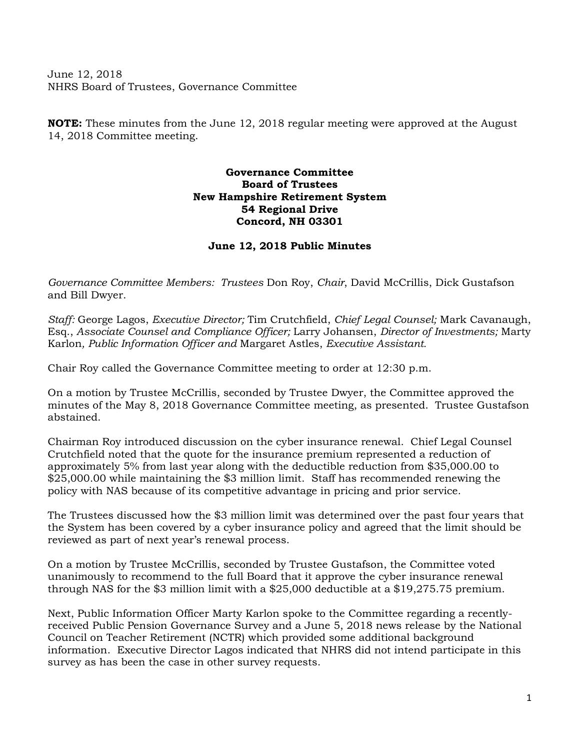June 12, 2018
NHRS Board of Trustees, Governance Committee

**NOTE:** These minutes from the June 12, 2018 regular meeting were approved at the August 14, 2018 Committee meeting.

**Governance Committee**
**Board of Trustees**
**New Hampshire Retirement System**
**54 Regional Drive**
**Concord, NH 03301**

**June 12, 2018 Public Minutes**

*Governance Committee Members: Trustees* Don Roy, *Chair*, David McCrillis, Dick Gustafson and Bill Dwyer.

*Staff:* George Lagos, *Executive Director;* Tim Crutchfield, *Chief Legal Counsel;* Mark Cavanaugh, Esq., *Associate Counsel and Compliance Officer;* Larry Johansen, *Director of Investments;* Marty Karlon, *Public Information Officer and* Margaret Astles, *Executive Assistant*.

Chair Roy called the Governance Committee meeting to order at 12:30 p.m.

On a motion by Trustee McCrillis, seconded by Trustee Dwyer, the Committee approved the minutes of the May 8, 2018 Governance Committee meeting, as presented. Trustee Gustafson abstained.

Chairman Roy introduced discussion on the cyber insurance renewal. Chief Legal Counsel Crutchfield noted that the quote for the insurance premium represented a reduction of approximately 5% from last year along with the deductible reduction from $35,000.00 to $25,000.00 while maintaining the $3 million limit. Staff has recommended renewing the policy with NAS because of its competitive advantage in pricing and prior service.

The Trustees discussed how the $3 million limit was determined over the past four years that the System has been covered by a cyber insurance policy and agreed that the limit should be reviewed as part of next year's renewal process.

On a motion by Trustee McCrillis, seconded by Trustee Gustafson, the Committee voted unanimously to recommend to the full Board that it approve the cyber insurance renewal through NAS for the $3 million limit with a $25,000 deductible at a $19,275.75 premium.

Next, Public Information Officer Marty Karlon spoke to the Committee regarding a recently-received Public Pension Governance Survey and a June 5, 2018 news release by the National Council on Teacher Retirement (NCTR) which provided some additional background information. Executive Director Lagos indicated that NHRS did not intend participate in this survey as has been the case in other survey requests.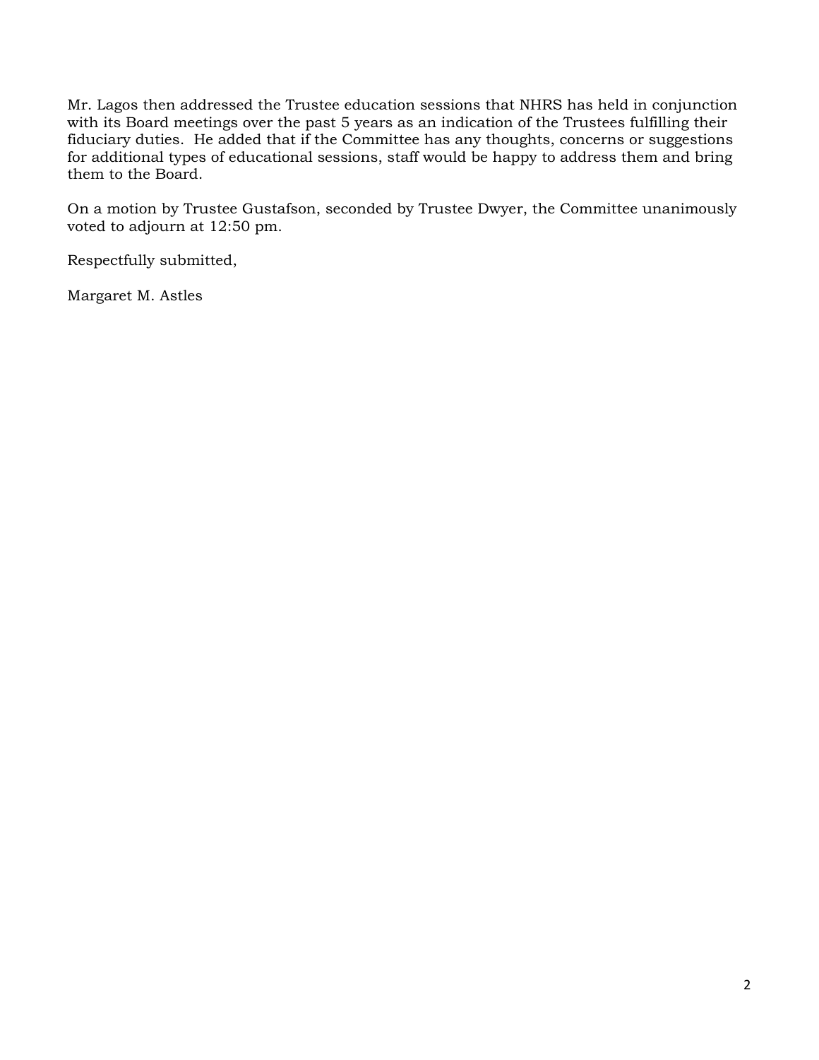Mr. Lagos then addressed the Trustee education sessions that NHRS has held in conjunction with its Board meetings over the past 5 years as an indication of the Trustees fulfilling their fiduciary duties. He added that if the Committee has any thoughts, concerns or suggestions for additional types of educational sessions, staff would be happy to address them and bring them to the Board.

On a motion by Trustee Gustafson, seconded by Trustee Dwyer, the Committee unanimously voted to adjourn at 12:50 pm.

Respectfully submitted,

Margaret M. Astles